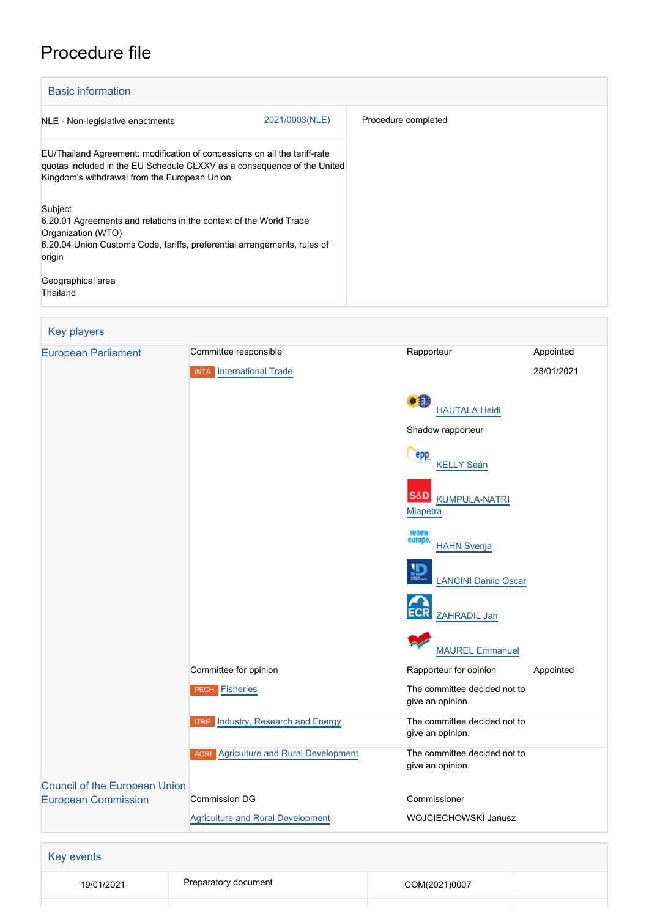# Procedure file

## Basic information

| | |
|---|---|
| NLE - Non-legislative enactments 2021/0003(NLE) | Procedure completed |
| EU/Thailand Agreement: modification of concessions on all the tariff-rate quotas included in the EU Schedule CLXXV as a consequence of the United Kingdom's withdrawal from the European Union | |
| Subject<br>6.20.01 Agreements and relations in the context of the World Trade Organization (WTO)<br>6.20.04 Union Customs Code, tariffs, preferential arrangements, rules of origin | |
| Geographical area<br>Thailand | |

## Key players

| | | | |
|---|---|---|---|
| European Parliament | Committee responsible | Rapporteur | Appointed |
| | INTA International Trade | | 28/01/2021 |
| | | HAUTALA Heidi | |
| | | Shadow rapporteur | |
| | | KELLY Seán | |
| | | KUMPULA-NATRI Miapetra | |
| | | HAHN Svenja | |
| | | LANCINI Danilo Oscar | |
| | | ZAHRADIL Jan | |
| | | MAUREL Emmanuel | |
| | Committee for opinion | Rapporteur for opinion | Appointed |
| | PECH Fisheries | The committee decided not to give an opinion. | |
| | ITRE Industry, Research and Energy | The committee decided not to give an opinion. | |
| | AGRI Agriculture and Rural Development | The committee decided not to give an opinion. | |
| Council of the European Union | | | |
| European Commission | Commission DG | Commissioner | |
| | Agriculture and Rural Development | WOJCIECHOWSKI Janusz | |

## Key events

| | | | |
|---|---|---|---|
| 19/01/2021 | Preparatory document | COM(2021)0007 | |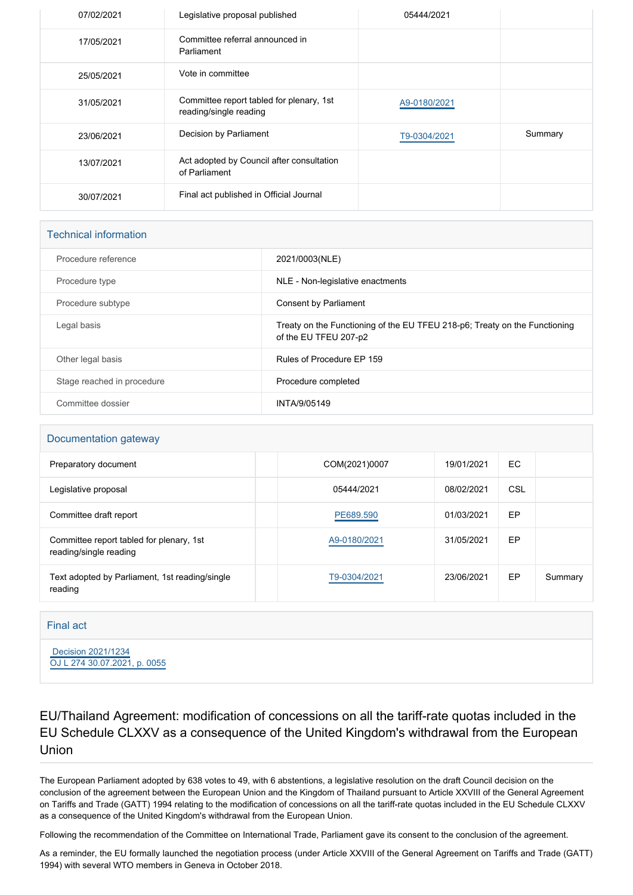| | | | |
|---|---|---|---|
| 07/02/2021 | Legislative proposal published | 05444/2021 | |
| 17/05/2021 | Committee referral announced in Parliament | | |
| 25/05/2021 | Vote in committee | | |
| 31/05/2021 | Committee report tabled for plenary, 1st reading/single reading | A9-0180/2021 | |
| 23/06/2021 | Decision by Parliament | T9-0304/2021 | Summary |
| 13/07/2021 | Act adopted by Council after consultation of Parliament | | |
| 30/07/2021 | Final act published in Official Journal | | |

## Technical information

| | |
|---|---|
| Procedure reference | 2021/0003(NLE) |
| Procedure type | NLE - Non-legislative enactments |
| Procedure subtype | Consent by Parliament |
| Legal basis | Treaty on the Functioning of the EU TFEU 218-p6; Treaty on the Functioning of the EU TFEU 207-p2 |
| Other legal basis | Rules of Procedure EP 159 |
| Stage reached in procedure | Procedure completed |
| Committee dossier | INTA/9/05149 |

## Documentation gateway

| | | | | | |
|---|---|---|---|---|---|
| Preparatory document | | COM(2021)0007 | 19/01/2021 | EC | |
| Legislative proposal | | 05444/2021 | 08/02/2021 | CSL | |
| Committee draft report | | PE689.590 | 01/03/2021 | EP | |
| Committee report tabled for plenary, 1st reading/single reading | | A9-0180/2021 | 31/05/2021 | EP | |
| Text adopted by Parliament, 1st reading/single reading | | T9-0304/2021 | 23/06/2021 | EP | Summary |

## Final act

Decision 2021/1234
OJ L 274 30.07.2021, p. 0055

# EU/Thailand Agreement: modification of concessions on all the tariff-rate quotas included in the EU Schedule CLXXV as a consequence of the United Kingdom's withdrawal from the European Union

The European Parliament adopted by 638 votes to 49, with 6 abstentions, a legislative resolution on the draft Council decision on the conclusion of the agreement between the European Union and the Kingdom of Thailand pursuant to Article XXVIII of the General Agreement on Tariffs and Trade (GATT) 1994 relating to the modification of concessions on all the tariff-rate quotas included in the EU Schedule CLXXV as a consequence of the United Kingdom's withdrawal from the European Union.

Following the recommendation of the Committee on International Trade, Parliament gave its consent to the conclusion of the agreement.

As a reminder, the EU formally launched the negotiation process (under Article XXVIII of the General Agreement on Tariffs and Trade (GATT) 1994) with several WTO members in Geneva in October 2018.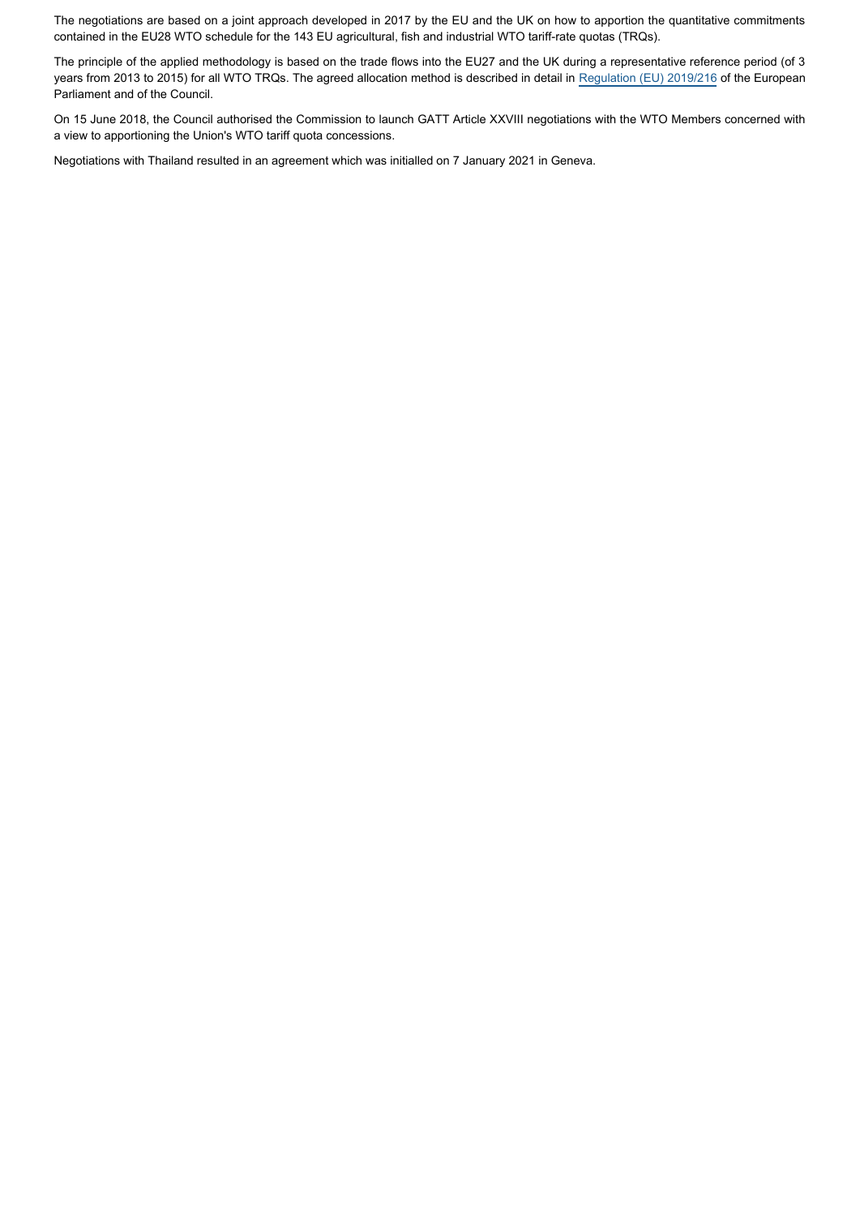The negotiations are based on a joint approach developed in 2017 by the EU and the UK on how to apportion the quantitative commitments contained in the EU28 WTO schedule for the 143 EU agricultural, fish and industrial WTO tariff-rate quotas (TRQs).

The principle of the applied methodology is based on the trade flows into the EU27 and the UK during a representative reference period (of 3 years from 2013 to 2015) for all WTO TRQs. The agreed allocation method is described in detail in Regulation (EU) 2019/216 of the European Parliament and of the Council.

On 15 June 2018, the Council authorised the Commission to launch GATT Article XXVIII negotiations with the WTO Members concerned with a view to apportioning the Union's WTO tariff quota concessions.

Negotiations with Thailand resulted in an agreement which was initialled on 7 January 2021 in Geneva.